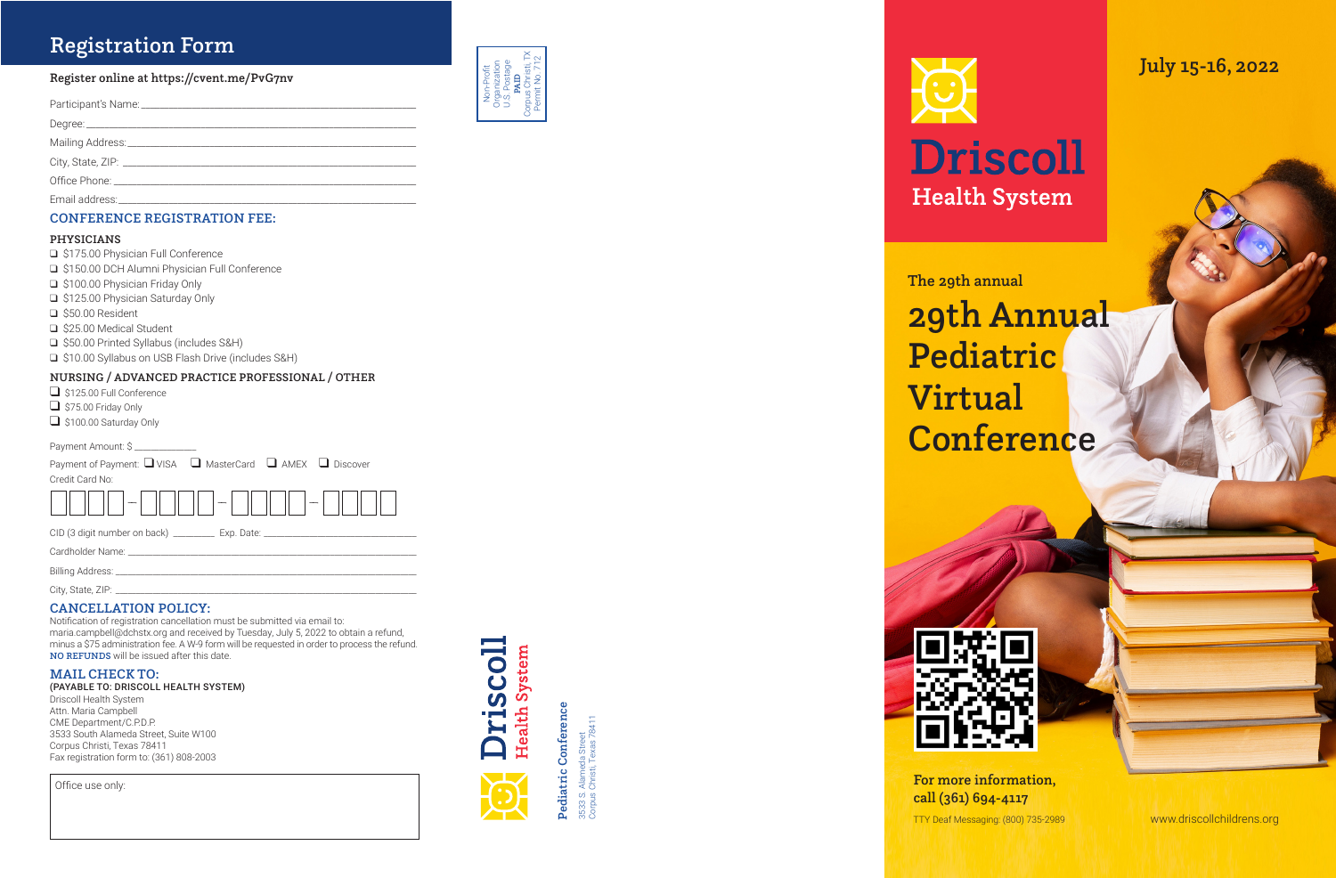# Registration Form

**Register online at https://cvent.me/PvG7nv**

Participant's Name: ______________________________

Degree: ______________________________

Mailing Address: ______________________________

City, State, ZIP: ______________________________

Office Phone: ______________________________

Email address: ______________________________

## CONFERENCE REGISTRATION FEE:

### PHYSICIANS

- ❑ $175.00 Physician Full Conference
- ❑ $150.00 DCH Alumni Physician Full Conference
- ❑ $100.00 Physician Friday Only
- ❑ $125.00 Physician Saturday Only
- ❑ $50.00 Resident
- ❑ $25.00 Medical Student
- ❑ $50.00 Printed Syllabus (includes S&H)
- ❑ $10.00 Syllabus on USB Flash Drive (includes S&H)

### NURSING / ADVANCED PRACTICE PROFESSIONAL / OTHER

- ❑ $125.00 Full Conference
- ❑ $75.00 Friday Only
- ❑ $100.00 Saturday Only

Payment Amount: $ ____________

Payment of Payment: ❑ VISA ❑ MasterCard ❑ AMEX ❑ Discover

Credit Card No: ☐☐☐☐ – ☐☐☐☐ – ☐☐☐☐ – ☐☐☐☐

CID (3 digit number on back) ________ Exp. Date: ______________

Cardholder Name: ______________________________

Billing Address: ______________________________

City, State, ZIP: ______________________________

## CANCELLATION POLICY:

Notification of registration cancellation must be submitted via email to: maria.campbell@dchstx.org and received by Tuesday, July 5, 2022 to obtain a refund, minus a $75 administration fee. A W-9 form will be requested in order to process the refund. **NO REFUNDS** will be issued after this date.

## MAIL CHECK TO:

(PAYABLE TO: DRISCOLL HEALTH SYSTEM)

Driscoll Health System
Attn. Maria Campbell
CME Department/C.P.D.P.
3533 South Alameda Street, Suite W100
Corpus Christi, Texas 78411
Fax registration form to: (361) 808-2003

Office use only:

---

Non-Profit Organization
U.S. Postage
**PAID**
Corpus Christi, TX
Permit No. 712

**Driscoll**
**Health System**

**Pediatric Conference**
3533 S. Alameda Street
Corpus Christi, Texas 78411

---

**Driscoll**
**Health System**

**July 15-16, 2022**

**The 29th annual**

# 29th Annual Pediatric Virtual Conference

**For more information, call (361) 694-4117**

TTY Deaf Messaging: (800) 735-2989

www.driscollchildrens.org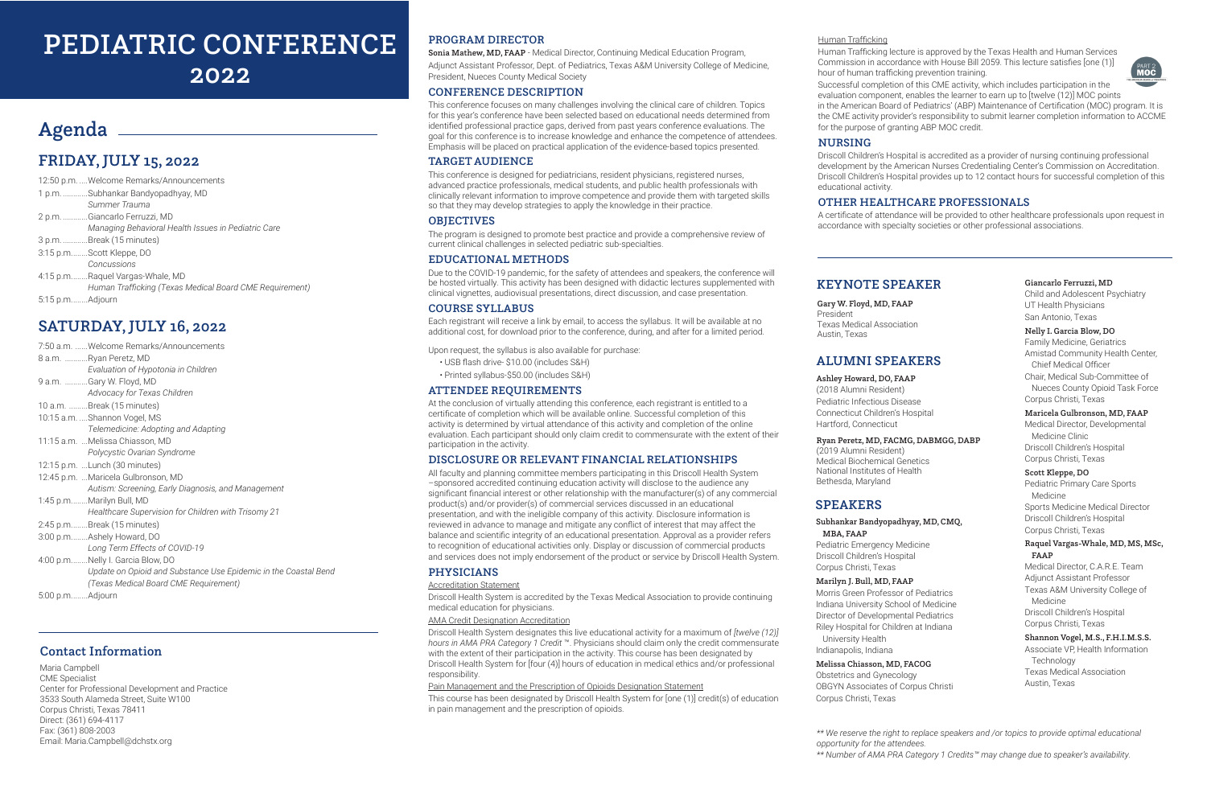# PEDIATRIC CONFERENCE 2022

## Agenda

### FRIDAY, JULY 15, 2022

12:50 p.m. ....Welcome Remarks/Announcements
1 p.m. ............Subhankar Bandyopadhyay, MD
*Summer Trauma*
2 p.m. ............Giancarlo Ferruzzi, MD
*Managing Behavioral Health Issues in Pediatric Care*
3 p.m. ............Break (15 minutes)
3:15 p.m.........Scott Kleppe, DO
*Concussions*
4:15 p.m.........Raquel Vargas-Whale, MD
*Human Trafficking (Texas Medical Board CME Requirement)*
5:15 p.m.........Adjourn

### SATURDAY, JULY 16, 2022

7:50 a.m. .......Welcome Remarks/Announcements
8 a.m. ............Ryan Peretz, MD
*Evaluation of Hypotonia in Children*
9 a.m. ............Gary W. Floyd, MD
*Advocacy for Texas Children*
10 a.m. ..........Break (15 minutes)
10:15 a.m. .....Shannon Vogel, MS
*Telemedicine: Adopting and Adapting*
11:15 a.m. ....Melissa Chiasson, MD
*Polycystic Ovarian Syndrome*
12:15 p.m. ....Lunch (30 minutes)
12:45 p.m. ....Maricela Gulbronson, MD
*Autism: Screening, Early Diagnosis, and Management*
1:45 p.m.........Marilyn Bull, MD
*Healthcare Supervision for Children with Trisomy 21*
2:45 p.m.........Break (15 minutes)
3:00 p.m.........Ashely Howard, DO
*Long Term Effects of COVID-19*
4:00 p.m.........Nelly I. Garcia Blow, DO
*Update on Opioid and Substance Use Epidemic in the Coastal Bend*
*(Texas Medical Board CME Requirement)*
5:00 p.m.........Adjourn

## Contact Information

Maria Campbell
CME Specialist
Center for Professional Development and Practice
3533 South Alameda Street, Suite W100
Corpus Christi, Texas 78411
Direct: (361) 694-4117
Fax: (361) 808-2003
Email: Maria.Campbell@dchstx.org

## PROGRAM DIRECTOR

**Sonia Mathew, MD, FAAP** - Medical Director, Continuing Medical Education Program, Adjunct Assistant Professor, Dept. of Pediatrics, Texas A&M University College of Medicine, President, Nueces County Medical Society

## CONFERENCE DESCRIPTION

This conference focuses on many challenges involving the clinical care of children. Topics for this year's conference have been selected based on educational needs determined from identified professional practice gaps, derived from past years conference evaluations. The goal for this conference is to increase knowledge and enhance the competence of attendees. Emphasis will be placed on practical application of the evidence-based topics presented.

## TARGET AUDIENCE

This conference is designed for pediatricians, resident physicians, registered nurses, advanced practice professionals, medical students, and public health professionals with clinically relevant information to improve competence and provide them with targeted skills so that they may develop strategies to apply the knowledge in their practice.

## OBJECTIVES

The program is designed to promote best practice and provide a comprehensive review of current clinical challenges in selected pediatric sub-specialties.

## EDUCATIONAL METHODS

Due to the COVID-19 pandemic, for the safety of attendees and speakers, the conference will be hosted virtually. This activity has been designed with didactic lectures supplemented with clinical vignettes, audiovisual presentations, direct discussion, and case presentation.

## COURSE SYLLABUS

Each registrant will receive a link by email, to access the syllabus. It will be available at no additional cost, for download prior to the conference, during, and after for a limited period.

Upon request, the syllabus is also available for purchase:

- USB flash drive- $10.00 (includes S&H)
- Printed syllabus-$50.00 (includes S&H)

## ATTENDEE REQUIREMENTS

At the conclusion of virtually attending this conference, each registrant is entitled to a certificate of completion which will be available online. Successful completion of this activity is determined by virtual attendance of this activity and completion of the online evaluation. Each participant should only claim credit to commensurate with the extent of their participation in the activity.

## DISCLOSURE OR RELEVANT FINANCIAL RELATIONSHIPS

All faculty and planning committee members participating in this Driscoll Health System –sponsored accredited continuing education activity will disclose to the audience any significant financial interest or other relationship with the manufacturer(s) of any commercial product(s) and/or provider(s) of commercial services discussed in an educational presentation, and with the ineligible company of this activity. Disclosure information is reviewed in advance to manage and mitigate any conflict of interest that may affect the balance and scientific integrity of an educational presentation. Approval as a provider refers to recognition of educational activities only. Display or discussion of commercial products and services does not imply endorsement of the product or service by Driscoll Health System.

## PHYSICIANS

Accreditation Statement

Driscoll Health System is accredited by the Texas Medical Association to provide continuing medical education for physicians.

AMA Credit Designation Accreditation

Driscoll Health System designates this live educational activity for a maximum of *[twelve (12)] hours in AMA PRA Category 1 Credit™*. Physicians should claim only the credit commensurate with the extent of their participation in the activity. This course has been designated by Driscoll Health System for [four (4)] hours of education in medical ethics and/or professional responsibility.

Pain Management and the Prescription of Opioids Designation Statement

This course has been designated by Driscoll Health System for [one (1)] credit(s) of education in pain management and the prescription of opioids.

Human Trafficking

Human Trafficking lecture is approved by the Texas Health and Human Services Commission in accordance with House Bill 2059. This lecture satisfies [one (1)] hour of human trafficking prevention training.

Successful completion of this CME activity, which includes participation in the evaluation component, enables the learner to earn up to [twelve (12)] MOC points in the American Board of Pediatrics' (ABP) Maintenance of Certification (MOC) program. It is the CME activity provider's responsibility to submit learner completion information to ACCME for the purpose of granting ABP MOC credit.

## NURSING

Driscoll Children's Hospital is accredited as a provider of nursing continuing professional development by the American Nurses Credentialing Center's Commission on Accreditation. Driscoll Children's Hospital provides up to 12 contact hours for successful completion of this educational activity.

## OTHER HEALTHCARE PROFESSIONALS

A certificate of attendance will be provided to other healthcare professionals upon request in accordance with specialty societies or other professional associations.

## KEYNOTE SPEAKER

**Gary W. Floyd, MD, FAAP**
President
Texas Medical Association
Austin, Texas

## ALUMNI SPEAKERS

**Ashley Howard, DO, FAAP**
(2018 Alumni Resident)
Pediatric Infectious Disease
Connecticut Children's Hospital
Hartford, Connecticut

**Ryan Peretz, MD, FACMG, DABMGG, DABP**
(2019 Alumni Resident)
Medical Biochemical Genetics
National Institutes of Health
Bethesda, Maryland

## SPEAKERS

**Subhankar Bandyopadhyay, MD, CMQ, MBA, FAAP**
Pediatric Emergency Medicine
Driscoll Children's Hospital
Corpus Christi, Texas

**Marilyn J. Bull, MD, FAAP**
Morris Green Professor of Pediatrics
Indiana University School of Medicine
Director of Developmental Pediatrics
Riley Hospital for Children at Indiana University Health
Indianapolis, Indiana

**Melissa Chiasson, MD, FACOG**
Obstetrics and Gynecology
OBGYN Associates of Corpus Christi
Corpus Christi, Texas

**Giancarlo Ferruzzi, MD**
Child and Adolescent Psychiatry
UT Health Physicians
San Antonio, Texas

**Nelly I. Garcia Blow, DO**
Family Medicine, Geriatrics
Amistad Community Health Center, Chief Medical Officer
Chair, Medical Sub-Committee of Nueces County Opioid Task Force
Corpus Christi, Texas

**Maricela Gulbronson, MD, FAAP**
Medical Director, Developmental Medicine Clinic
Driscoll Children's Hospital
Corpus Christi, Texas

**Scott Kleppe, DO**
Pediatric Primary Care Sports Medicine
Sports Medicine Medical Director
Driscoll Children's Hospital
Corpus Christi, Texas

**Raquel Vargas-Whale, MD, MS, MSc, FAAP**
Medical Director, C.A.R.E. Team
Adjunct Assistant Professor
Texas A&M University College of Medicine
Driscoll Children's Hospital
Corpus Christi, Texas

**Shannon Vogel, M.S., F.H.I.M.S.S.**
Associate VP, Health Information Technology
Texas Medical Association
Austin, Texas

*** We reserve the right to replace speakers and /or topics to provide optimal educational opportunity for the attendees.*

*** Number of AMA PRA Category 1 Credits™ may change due to speaker's availability.*